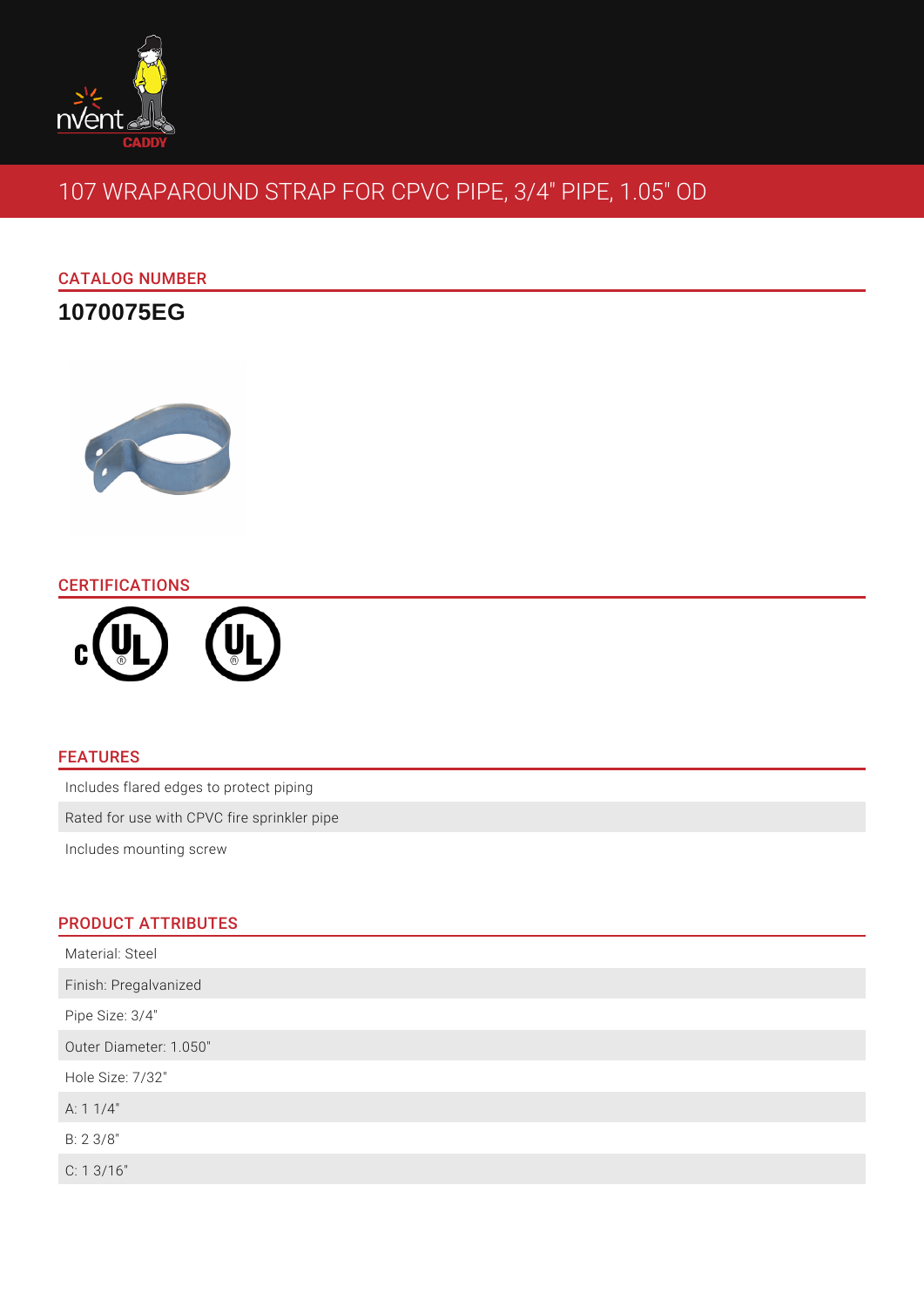# 107 WRAPAROUND STRAP FOR CPVC PIPE, 3/4" PIPE, 1.05" OD

## CATALOG NUMBER

**1070075EG**

## CERTIFICATIONS

## FEATURES

- Includes flared edges to protect piping
- Rated for use with CPVC fire sprinkler pipe
- Includes mounting screw

## PRODUCT ATTRIBUTES

- Material: Steel
- Finish: Pregalvanized
- Pipe Size: 3/4"
- Outer Diameter: 1.050"
- Hole Size: 7/32"
- A: 1 1/4"
- B: 2 3/8"
- C: 1 3/16"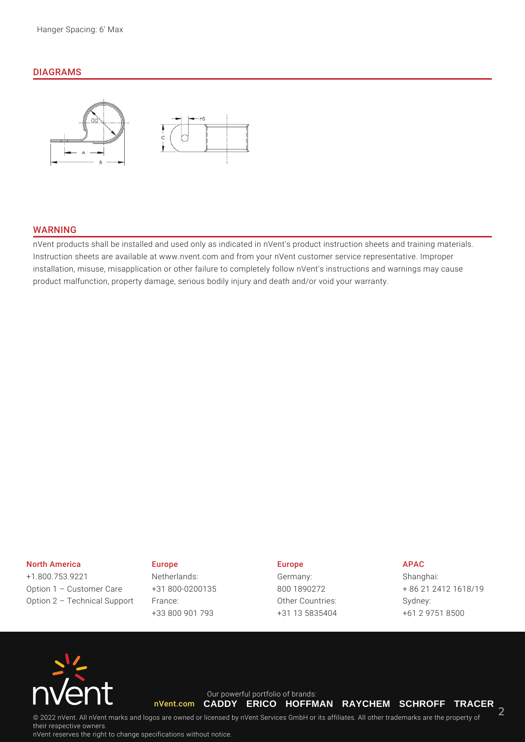Hanger Spacing: 6' Max

## DIAGRAMS

OD

A

B

HS

C

## WARNING

nVent products shall be installed and used only as indicated in nVent's product instruction sheets and training materials. Instruction sheets are available at www.nvent.com and from your nVent customer service representative. Improper installation, misuse, misapplication or other failure to completely follow nVent's instructions and warnings may cause product malfunction, property damage, serious bodily injury and death and/or void your warranty.

**North America**
+1.800.753.9221
Option 1 – Customer Care
Option 2 – Technical Support

**Europe**
Netherlands:
+31 800-0200135
France:
+33 800 901 793

**Europe**
Germany:
800 1890272
Other Countries:
+31 13 5835404

**APAC**
Shanghai:
+ 86 21 2412 1618/19
Sydney:
+61 2 9751 8500

nVent

Our powerful portfolio of brands:
nVent.com **CADDY ERICO HOFFMAN RAYCHEM SCHROFF TRACER**

© 2022 nVent. All nVent marks and logos are owned or licensed by nVent Services GmbH or its affiliates. All other trademarks are the property of their respective owners.
nVent reserves the right to change specifications without notice.